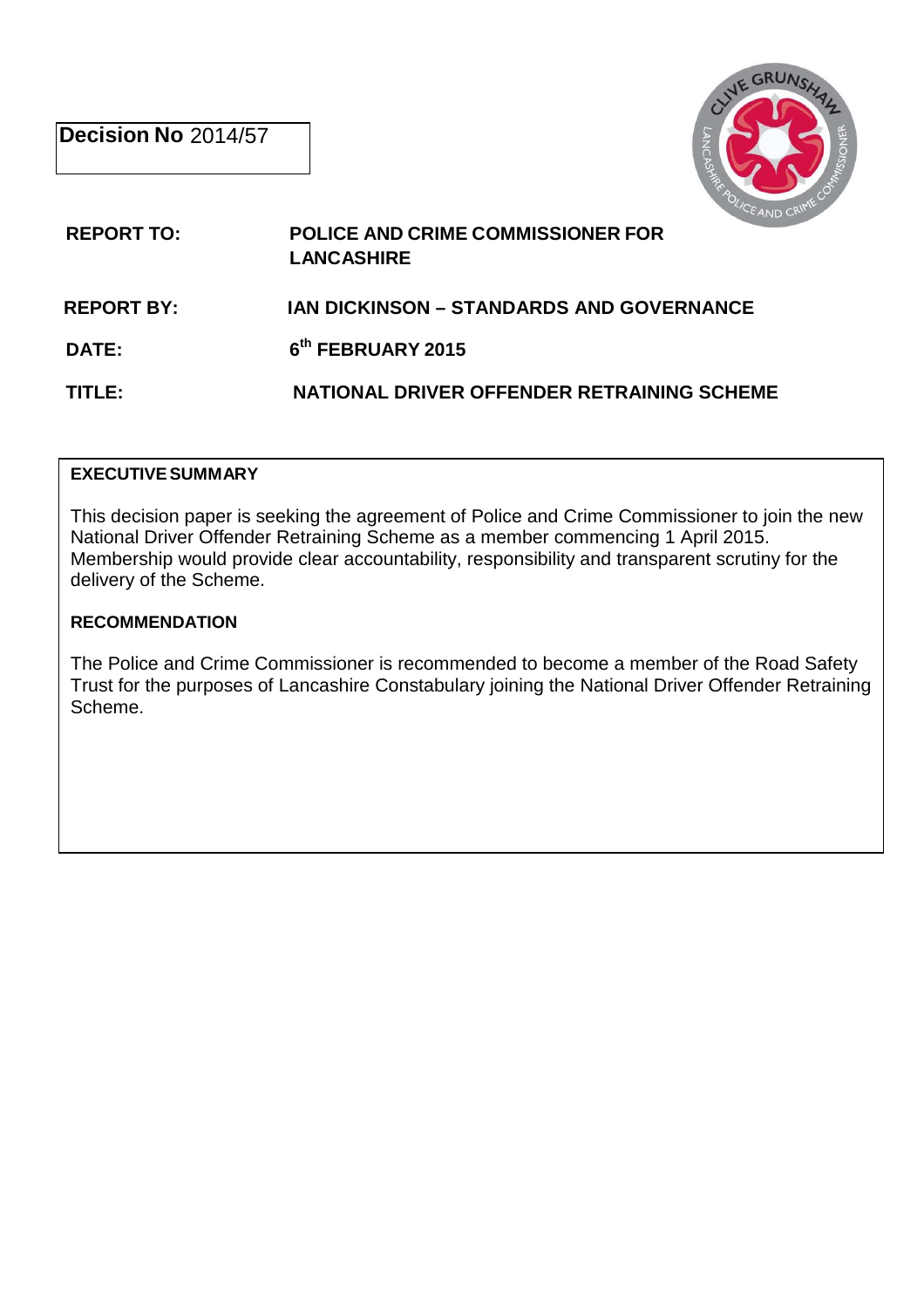**Decision No** 2014/57

| | |
|---|---|
| **REPORT TO:** | **POLICE AND CRIME COMMISSIONER FOR LANCASHIRE** |
| **REPORT BY:** | **IAN DICKINSON – STANDARDS AND GOVERNANCE** |
| **DATE:** | **6th FEBRUARY 2015** |
| **TITLE:** | **NATIONAL DRIVER OFFENDER RETRAINING SCHEME** |

**EXECUTIVE SUMMARY**

This decision paper is seeking the agreement of Police and Crime Commissioner to join the new National Driver Offender Retraining Scheme as a member commencing 1 April 2015. Membership would provide clear accountability, responsibility and transparent scrutiny for the delivery of the Scheme.

**RECOMMENDATION**

The Police and Crime Commissioner is recommended to become a member of the Road Safety Trust for the purposes of Lancashire Constabulary joining the National Driver Offender Retraining Scheme.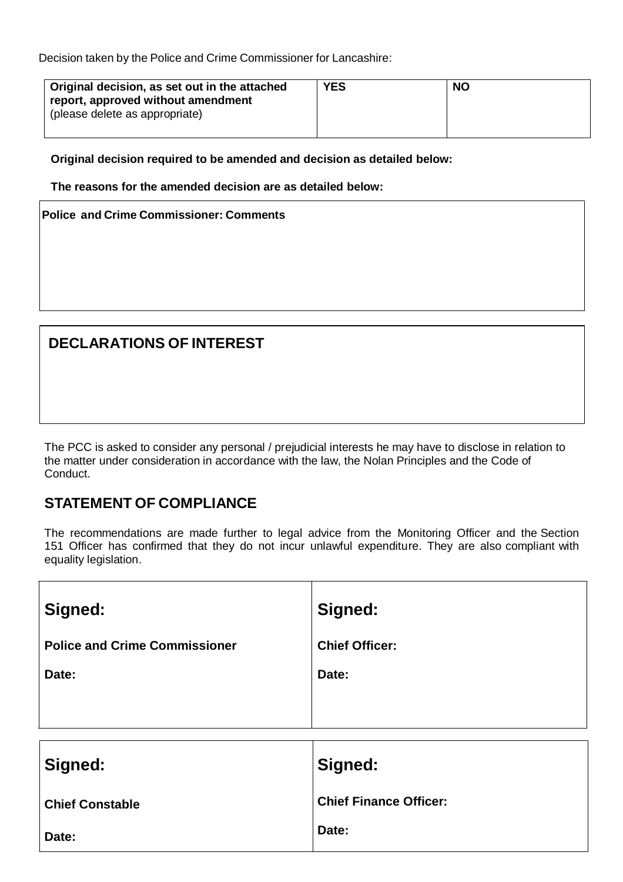Decision taken by the Police and Crime Commissioner for Lancashire:

| | | |
|---|---|---|
| **Original decision, as set out in the attached report, approved without amendment** (please delete as appropriate) | **YES** | **NO** |

**Original decision required to be amended and decision as detailed below:**

**The reasons for the amended decision are as detailed below:**

| |
|---|
| **Police and Crime Commissioner: Comments** |

## DECLARATIONS OF INTEREST

The PCC is asked to consider any personal / prejudicial interests he may have to disclose in relation to the matter under consideration in accordance with the law, the Nolan Principles and the Code of Conduct.

## STATEMENT OF COMPLIANCE

The recommendations are made further to legal advice from the Monitoring Officer and the Section 151 Officer has confirmed that they do not incur unlawful expenditure. They are also compliant with equality legislation.

| | |
|---|---|
| **Signed:** | **Signed:** |
| **Police and Crime Commissioner** | **Chief Officer:** |
| **Date:** | **Date:** |

| | |
|---|---|
| **Signed:** | **Signed:** |
| **Chief Constable** | **Chief Finance Officer:** |
| **Date:** | **Date:** |